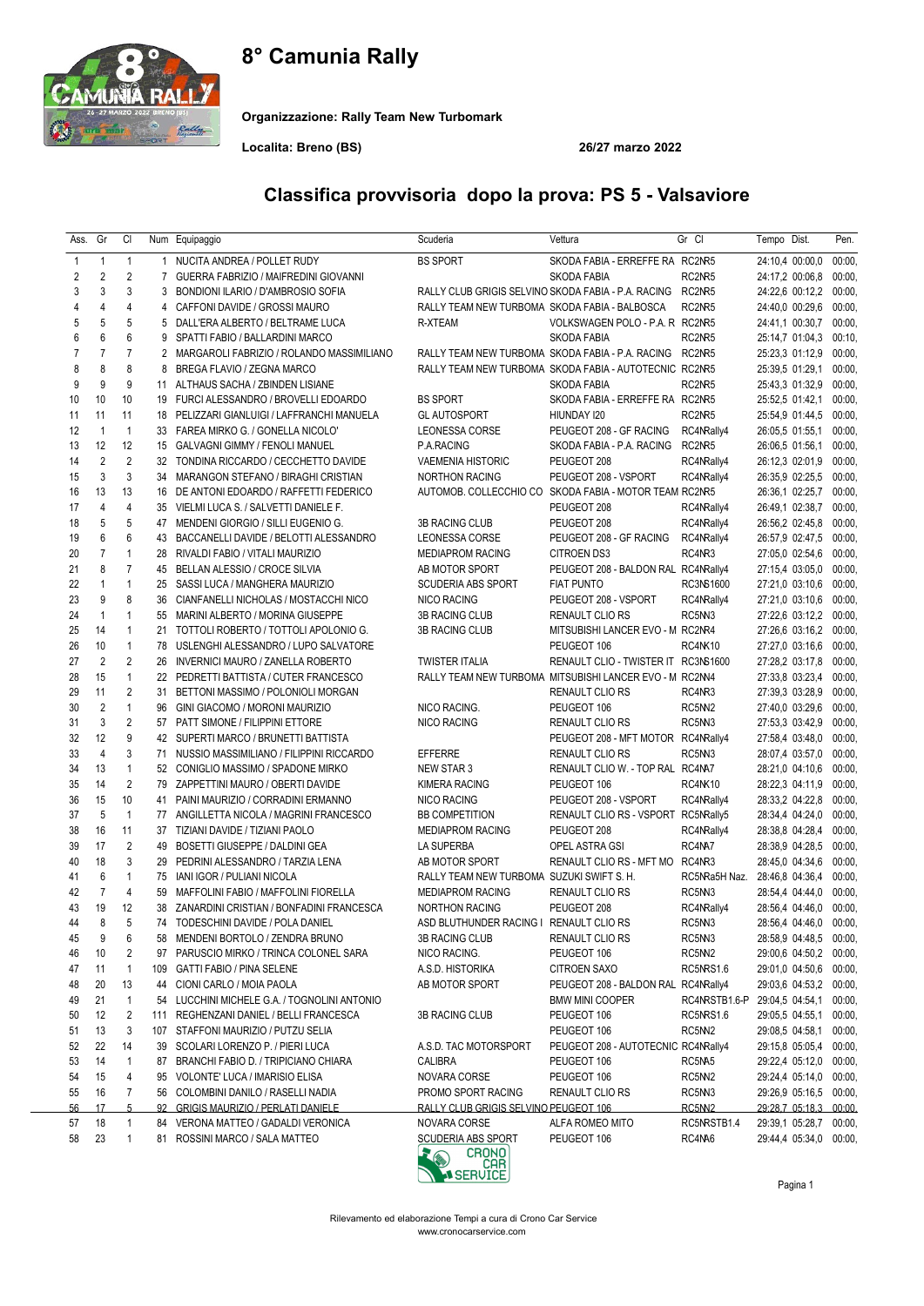# 8° Camunia Rally

**Organizzazione: Rally Team New Turbomark**

**Localita: Breno (BS)** **26/27 marzo 2022**

## Classifica provvisoria dopo la prova: PS 5 - Valsaviore

| Ass. | Gr | Cl | Num | Equipaggio | Scuderia | Vettura | Gr Cl | Tempo | Dist. | Pen. |
|---|---|---|---|---|---|---|---|---|---|---|
| 1 | 1 | 1 | 1 | NUCITA ANDREA / POLLET RUDY | BS SPORT | SKODA FABIA - ERREFFE RA | RC2NR5 | 24:10,4 | 00:00,0 | 00:00, |
| 2 | 2 | 2 | 7 | GUERRA FABRIZIO / MAIFREDINI GIOVANNI | | SKODA FABIA | RC2NR5 | 24:17,2 | 00:06,8 | 00:00, |
| 3 | 3 | 3 | 3 | BONDIONI ILARIO / D'AMBROSIO SOFIA | RALLY CLUB GRIGIS SELVINO | SKODA FABIA - P.A. RACING | RC2NR5 | 24:22,6 | 00:12,2 | 00:00, |
| 4 | 4 | 4 | 4 | CAFFONI DAVIDE / GROSSI MAURO | RALLY TEAM NEW TURBOMA | SKODA FABIA - BALBOSCA | RC2NR5 | 24:40,0 | 00:29,6 | 00:00, |
| 5 | 5 | 5 | 5 | DALL'ERA ALBERTO / BELTRAME LUCA | R-XTEAM | VOLKSWAGEN POLO - P.A. R | RC2NR5 | 24:41,1 | 00:30,7 | 00:00, |
| 6 | 6 | 6 | 9 | SPATTI FABIO / BALLARDINI MARCO | | SKODA FABIA | RC2NR5 | 25:14,7 | 01:04,3 | 00:10, |
| 7 | 7 | 7 | 2 | MARGAROLI FABRIZIO / ROLANDO MASSIMILIANO | RALLY TEAM NEW TURBOMA | SKODA FABIA - P.A. RACING | RC2NR5 | 25:23,3 | 01:12,9 | 00:00, |
| 8 | 8 | 8 | 8 | BREGA FLAVIO / ZEGNA MARCO | RALLY TEAM NEW TURBOMA | SKODA FABIA - AUTOTECNIC | RC2NR5 | 25:39,5 | 01:29,1 | 00:00, |
| 9 | 9 | 9 | 11 | ALTHAUS SACHA / ZBINDEN LISIANE | | SKODA FABIA | RC2NR5 | 25:43,3 | 01:32,9 | 00:00, |
| 10 | 10 | 10 | 19 | FURCI ALESSANDRO / BROVELLI EDOARDO | BS SPORT | SKODA FABIA - ERREFFE RA | RC2NR5 | 25:52,5 | 01:42,1 | 00:00, |
| 11 | 11 | 11 | 18 | PELIZZARI GIANLUIGI / LAFFRANCHI MANUELA | GL AUTOSPORT | HIUNDAY I20 | RC2NR5 | 25:54,9 | 01:44,5 | 00:00, |
| 12 | 1 | 1 | 33 | FAREA MIRKO G. / GONELLA NICOLO' | LEONESSA CORSE | PEUGEOT 208 - GF RACING | RC4NRally4 | 26:05,5 | 01:55,1 | 00:00, |
| 13 | 12 | 12 | 15 | GALVAGNI GIMMY / FENOLI MANUEL | P.A.RACING | SKODA FABIA - P.A. RACING | RC2NR5 | 26:06,5 | 01:56,1 | 00:00, |
| 14 | 2 | 2 | 32 | TONDINA RICCARDO / CECCHETTO DAVIDE | VAEMENIA HISTORIC | PEUGEOT 208 | RC4NRally4 | 26:12,3 | 02:01,9 | 00:00, |
| 15 | 3 | 3 | 34 | MARANGON STEFANO / BIRAGHI CRISTIAN | NORTHON RACING | PEUGEOT 208 - VSPORT | RC4NRally4 | 26:35,9 | 02:25,5 | 00:00, |
| 16 | 13 | 13 | 16 | DE ANTONI EDOARDO / RAFFETTI FEDERICO | AUTOMOB. COLLECCHIO CO | SKODA FABIA - MOTOR TEAM | RC2NR5 | 26:36,1 | 02:25,7 | 00:00, |
| 17 | 4 | 4 | 35 | VIELMI LUCA S. / SALVETTI DANIELE F. | | PEUGEOT 208 | RC4NRally4 | 26:49,1 | 02:38,7 | 00:00, |
| 18 | 5 | 5 | 47 | MENDENI GIORGIO / SILLI EUGENIO G. | 3B RACING CLUB | PEUGEOT 208 | RC4NRally4 | 26:56,2 | 02:45,8 | 00:00, |
| 19 | 6 | 6 | 43 | BACCANELLI DAVIDE / BELOTTI ALESSANDRO | LEONESSA CORSE | PEUGEOT 208 - GF RACING | RC4NRally4 | 26:57,9 | 02:47,5 | 00:00, |
| 20 | 7 | 1 | 28 | RIVALDI FABIO / VITALI MAURIZIO | MEDIAPROM RACING | CITROEN DS3 | RC4NR3 | 27:05,0 | 02:54,6 | 00:00, |
| 21 | 8 | 7 | 45 | BELLAN ALESSIO / CROCE SILVIA | AB MOTOR SPORT | PEUGEOT 208 - BALDON RAL | RC4NRally4 | 27:15,4 | 03:05,0 | 00:00, |
| 22 | 1 | 1 | 25 | SASSI LUCA / MANGHERA MAURIZIO | SCUDERIA ABS SPORT | FIAT PUNTO | RC3NS1600 | 27:21,0 | 03:10,6 | 00:00, |
| 23 | 9 | 8 | 36 | CIANFANELLI NICHOLAS / MOSTACCHI NICO | NICO RACING | PEUGEOT 208 - VSPORT | RC4NRally4 | 27:21,0 | 03:10,6 | 00:00, |
| 24 | 1 | 1 | 55 | MARINI ALBERTO / MORINA GIUSEPPE | 3B RACING CLUB | RENAULT CLIO RS | RC5NN3 | 27:22,6 | 03:12,2 | 00:00, |
| 25 | 14 | 1 | 21 | TOTTOLI ROBERTO / TOTTOLI APOLONIO G. | 3B RACING CLUB | MITSUBISHI LANCER EVO - M | RC2NR4 | 27:26,6 | 03:16,2 | 00:00, |
| 26 | 10 | 1 | 78 | USLENGHI ALESSANDRO / LUPO SALVATORE | | PEUGEOT 106 | RC4NK10 | 27:27,0 | 03:16,6 | 00:00, |
| 27 | 2 | 2 | 26 | INVERNICI MAURO / ZANELLA ROBERTO | TWISTER ITALIA | RENAULT CLIO - TWISTER IT | RC3NS1600 | 27:28,2 | 03:17,8 | 00:00, |
| 28 | 15 | 1 | 22 | PEDRETTI BATTISTA / CUTER FRANCESCO | RALLY TEAM NEW TURBOMA | MITSUBISHI LANCER EVO - M | RC2NN4 | 27:33,8 | 03:23,4 | 00:00, |
| 29 | 11 | 2 | 31 | BETTONI MASSIMO / POLONIOLI MORGAN | | RENAULT CLIO RS | RC4NR3 | 27:39,3 | 03:28,9 | 00:00, |
| 30 | 2 | 1 | 96 | GINI GIACOMO / MORONI MAURIZIO | NICO RACING. | PEUGEOT 106 | RC5NN2 | 27:40,0 | 03:29,6 | 00:00, |
| 31 | 3 | 2 | 57 | PATT SIMONE / FILIPPINI ETTORE | NICO RACING | RENAULT CLIO RS | RC5NN3 | 27:53,3 | 03:42,9 | 00:00, |
| 32 | 12 | 9 | 42 | SUPERTI MARCO / BRUNETTI BATTISTA | | PEUGEOT 208 - MFT MOTOR | RC4NRally4 | 27:58,4 | 03:48,0 | 00:00, |
| 33 | 4 | 3 | 71 | NUSSIO MASSIMILIANO / FILIPPINI RICCARDO | EFFERRE | RENAULT CLIO RS | RC5NN3 | 28:07,4 | 03:57,0 | 00:00, |
| 34 | 13 | 1 | 52 | CONIGLIO MASSIMO / SPADONE MIRKO | NEW STAR 3 | RENAULT CLIO W. - TOP RAL | RC4NA7 | 28:21,0 | 04:10,6 | 00:00, |
| 35 | 14 | 2 | 79 | ZAPPETTINI MAURO / OBERTI DAVIDE | KIMERA RACING | PEUGEOT 106 | RC4NK10 | 28:22,3 | 04:11,9 | 00:00, |
| 36 | 15 | 10 | 41 | PAINI MAURIZIO / CORRADINI ERMANNO | NICO RACING | PEUGEOT 208 - VSPORT | RC4NRally4 | 28:33,2 | 04:22,8 | 00:00, |
| 37 | 5 | 1 | 77 | ANGILLETTA NICOLA / MAGRINI FRANCESCO | BB COMPETITION | RENAULT CLIO RS - VSPORT | RC5NRally5 | 28:34,4 | 04:24,0 | 00:00, |
| 38 | 16 | 11 | 37 | TIZIANI DAVIDE / TIZIANI PAOLO | MEDIAPROM RACING | PEUGEOT 208 | RC4NRally4 | 28:38,8 | 04:28,4 | 00:00, |
| 39 | 17 | 2 | 49 | BOSETTI GIUSEPPE / DALDINI GEA | LA SUPERBA | OPEL ASTRA GSI | RC4NA7 | 28:38,9 | 04:28,5 | 00:00, |
| 40 | 18 | 3 | 29 | PEDRINI ALESSANDRO / TARZIA LENA | AB MOTOR SPORT | RENAULT CLIO RS - MFT MO | RC4NR3 | 28:45,0 | 04:34,6 | 00:00, |
| 41 | 6 | 1 | 75 | IANI IGOR / PULIANI NICOLA | RALLY TEAM NEW TURBOMA | SUZUKI SWIFT S. H. | RC5NRa5H Naz. | 28:46,8 | 04:36,4 | 00:00, |
| 42 | 7 | 4 | 59 | MAFFOLINI FABIO / MAFFOLINI FIORELLA | MEDIAPROM RACING | RENAULT CLIO RS | RC5NN3 | 28:54,4 | 04:44,0 | 00:00, |
| 43 | 19 | 12 | 38 | ZANARDINI CRISTIAN / BONFADINI FRANCESCA | NORTHON RACING | PEUGEOT 208 | RC4NRally4 | 28:56,4 | 04:46,0 | 00:00, |
| 44 | 8 | 5 | 74 | TODESCHINI DAVIDE / POLA DANIEL | ASD BLUTHUNDER RACING I | RENAULT CLIO RS | RC5NN3 | 28:56,4 | 04:46,0 | 00:00, |
| 45 | 9 | 6 | 58 | MENDENI BORTOLO / ZENDRA BRUNO | 3B RACING CLUB | RENAULT CLIO RS | RC5NN3 | 28:58,9 | 04:48,5 | 00:00, |
| 46 | 10 | 2 | 97 | PARUSCIO MIRKO / TRINCA COLONEL SARA | NICO RACING. | PEUGEOT 106 | RC5NN2 | 29:00,6 | 04:50,2 | 00:00, |
| 47 | 11 | 1 | 109 | GATTI FABIO / PINA SELENE | A.S.D. HISTORIKA | CITROEN SAXO | RC5NRS1.6 | 29:01,0 | 04:50,6 | 00:00, |
| 48 | 20 | 13 | 44 | CIONI CARLO / MOIA PAOLA | AB MOTOR SPORT | PEUGEOT 208 - BALDON RAL | RC4NRally4 | 29:03,6 | 04:53,2 | 00:00, |
| 49 | 21 | 1 | 54 | LUCCHINI MICHELE G.A. / TOGNOLINI ANTONIO | | BMW MINI COOPER | RC4NRSTB1.6-P | 29:04,5 | 04:54,1 | 00:00, |
| 50 | 12 | 2 | 111 | REGHENZANI DANIEL / BELLI FRANCESCA | 3B RACING CLUB | PEUGEOT 106 | RC5NRS1.6 | 29:05,5 | 04:55,1 | 00:00, |
| 51 | 13 | 3 | 107 | STAFFONI MAURIZIO / PUTZU SELIA | | PEUGEOT 106 | RC5NN2 | 29:08,5 | 04:58,1 | 00:00, |
| 52 | 22 | 14 | 39 | SCOLARI LORENZO P. / PIERI LUCA | A.S.D. TAC MOTORSPORT | PEUGEOT 208 - AUTOTECNIC | RC4NRally4 | 29:15,8 | 05:05,4 | 00:00, |
| 53 | 14 | 1 | 87 | BRANCHI FABIO D. / TRIPICIANO CHIARA | CALIBRA | PEUGEOT 106 | RC5NA5 | 29:22,4 | 05:12,0 | 00:00, |
| 54 | 15 | 4 | 95 | VOLONTE' LUCA / IMARISIO ELISA | NOVARA CORSE | PEUGEOT 106 | RC5NN2 | 29:24,4 | 05:14,0 | 00:00, |
| 55 | 16 | 7 | 56 | COLOMBINI DANILO / RASELLI NADIA | PROMO SPORT RACING | RENAULT CLIO RS | RC5NN3 | 29:26,9 | 05:16,5 | 00:00, |
| 56 | 17 | 5 | 92 | GRIGIS MAURIZIO / PERLATI DANIELE | RALLY CLUB GRIGIS SELVINO | PEUGEOT 106 | RC5NN2 | 29:28,7 | 05:18,3 | 00:00, |
| 57 | 18 | 1 | 84 | VERONA MATTEO / GADALDI VERONICA | NOVARA CORSE | ALFA ROMEO MITO | RC5NRSTB1.4 | 29:39,1 | 05:28,7 | 00:00, |
| 58 | 23 | 1 | 81 | ROSSINI MARCO / SALA MATTEO | SCUDERIA ABS SPORT | PEUGEOT 106 | RC4NA6 | 29:44,4 | 05:34,0 | 00:00, |

Rilevamento ed elaborazione Tempi a cura di Crono Car Service
www.cronocarservice.com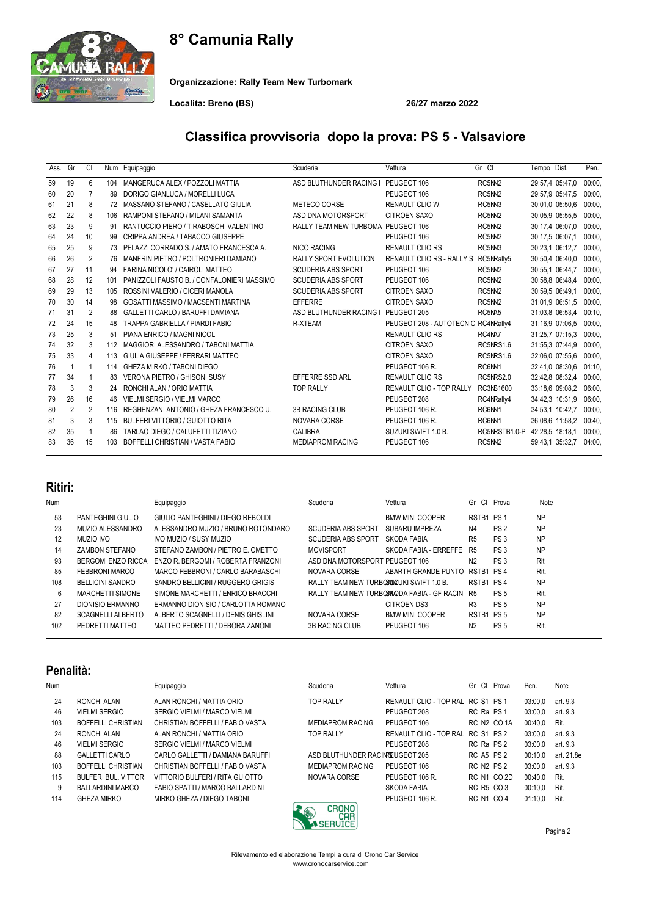# 8° Camunia Rally

**Organizzazione: Rally Team New Turbomark**

**Localita: Breno (BS)** **26/27 marzo 2022**

## Classifica provvisoria dopo la prova: PS 5 - Valsaviore

| Ass. | Gr | Cl | Num | Equipaggio | Scuderia | Vettura | Gr Cl | Tempo | Dist. | Pen. |
|---|---|---|---|---|---|---|---|---|---|---|
| 59 | 19 | 6 | 104 | MANGERUCA ALEX / POZZOLI MATTIA | ASD BLUTHUNDER RACING I | PEUGEOT 106 | RC5NN2 | 29:57,4 | 05:47,0 | 00:00, |
| 60 | 20 | 7 | 89 | DORIGO GIANLUCA / MORELLI LUCA | | PEUGEOT 106 | RC5NN2 | 29:57,9 | 05:47,5 | 00:00, |
| 61 | 21 | 8 | 72 | MASSANO STEFANO / CASELLATO GIULIA | METECO CORSE | RENAULT CLIO W. | RC5NN3 | 30:01,0 | 05:50,6 | 00:00, |
| 62 | 22 | 8 | 106 | RAMPONI STEFANO / MILANI SAMANTA | ASD DNA MOTORSPORT | CITROEN SAXO | RC5NN2 | 30:05,9 | 05:55,5 | 00:00, |
| 63 | 23 | 9 | 91 | RANTUCCIO PIERO / TIRABOSCHI VALENTINO | RALLY TEAM NEW TURBOMA | PEUGEOT 106 | RC5NN2 | 30:17,4 | 06:07,0 | 00:00, |
| 64 | 24 | 10 | 99 | CRIPPA ANDREA / TABACCO GIUSEPPE | | PEUGEOT 106 | RC5NN2 | 30:17,5 | 06:07,1 | 00:00, |
| 65 | 25 | 9 | 73 | PELAZZI CORRADO S. / AMATO FRANCESCA A. | NICO RACING | RENAULT CLIO RS | RC5NN3 | 30:23,1 | 06:12,7 | 00:00, |
| 66 | 26 | 2 | 76 | MANFRIN PIETRO / POLTRONIERI DAMIANO | RALLY SPORT EVOLUTION | RENAULT CLIO RS - RALLY S | RC5NRally5 | 30:50,4 | 06:40,0 | 00:00, |
| 67 | 27 | 11 | 94 | FARINA NICOLO' / CAIROLI MATTEO | SCUDERIA ABS SPORT | PEUGEOT 106 | RC5NN2 | 30:55,1 | 06:44,7 | 00:00, |
| 68 | 28 | 12 | 101 | PANIZZOLI FAUSTO B. / CONFALONIERI MASSIMO | SCUDERIA ABS SPORT | PEUGEOT 106 | RC5NN2 | 30:58,8 | 06:48,4 | 00:00, |
| 69 | 29 | 13 | 105 | ROSSINI VALERIO / CICERI MANOLA | SCUDERIA ABS SPORT | CITROEN SAXO | RC5NN2 | 30:59,5 | 06:49,1 | 00:00, |
| 70 | 30 | 14 | 98 | GOSATTI MASSIMO / MACSENTI MARTINA | EFFERRE | CITROEN SAXO | RC5NN2 | 31:01,9 | 06:51,5 | 00:00, |
| 71 | 31 | 2 | 88 | GALLETTI CARLO / BARUFFI DAMIANA | ASD BLUTHUNDER RACING I | PEUGEOT 205 | RC5NA5 | 31:03,8 | 06:53,4 | 00:10, |
| 72 | 24 | 15 | 48 | TRAPPA GABRIELLA / PIARDI FABIO | R-XTEAM | PEUGEOT 208 - AUTOTECNIC | RC4NRally4 | 31:16,9 | 07:06,5 | 00:00, |
| 73 | 25 | 3 | 51 | PIANA ENRICO / MAGNI NICOL | | RENAULT CLIO RS | RC4NA7 | 31:25,7 | 07:15,3 | 00:00, |
| 74 | 32 | 3 | 112 | MAGGIORI ALESSANDRO / TABONI MATTIA | | CITROEN SAXO | RC5NRS1.6 | 31:55,3 | 07:44,9 | 00:00, |
| 75 | 33 | 4 | 113 | GIULIA GIUSEPPE / FERRARI MATTEO | | CITROEN SAXO | RC5NRS1.6 | 32:06,0 | 07:55,6 | 00:00, |
| 76 | 1 | 1 | 114 | GHEZA MIRKO / TABONI DIEGO | | PEUGEOT 106 R. | RC6NN1 | 32:41,0 | 08:30,6 | 01:10, |
| 77 | 34 | 1 | 83 | VERONA PIETRO / GHISONI SUSY | EFFERRE SSD ARL | RENAULT CLIO RS | RC5NRS2.0 | 32:42,8 | 08:32,4 | 00:00, |
| 78 | 3 | 3 | 24 | RONCHI ALAN / ORIO MATTIA | TOP RALLY | RENAULT CLIO - TOP RALLY | RC3NS1600 | 33:18,6 | 09:08,2 | 06:00, |
| 79 | 26 | 16 | 46 | VIELMI SERGIO / VIELMI MARCO | | PEUGEOT 208 | RC4NRally4 | 34:42,3 | 10:31,9 | 06:00, |
| 80 | 2 | 2 | 116 | REGHENZANI ANTONIO / GHEZA FRANCESCO U. | 3B RACING CLUB | PEUGEOT 106 R. | RC6NN1 | 34:53,1 | 10:42,7 | 00:00, |
| 81 | 3 | 3 | 115 | BULFERI VITTORIO / GUIOTTO RITA | NOVARA CORSE | PEUGEOT 106 R. | RC6NN1 | 36:08,6 | 11:58,2 | 00:40, |
| 82 | 35 | 1 | 86 | TARLAO DIEGO / CALUFETTI TIZIANO | CALIBRA | SUZUKI SWIFT 1.0 B. | RC5NRSTB1.0-P | 42:28,5 | 18:18,1 | 00:00, |
| 83 | 36 | 15 | 103 | BOFFELLI CHRISTIAN / VASTA FABIO | MEDIAPROM RACING | PEUGEOT 106 | RC5NN2 | 59:43,1 | 35:32,7 | 04:00, |

## Ritiri:

| Num | | Equipaggio | Scuderia | Vettura | Gr | Cl | Prova | Note |
|---|---|---|---|---|---|---|---|---|
| 53 | PANTEGHINI GIULIO | GIULIO PANTEGHINI / DIEGO REBOLDI | | BMW MINI COOPER | RSTB1 | | PS 1 | NP |
| 23 | MUZIO ALESSANDRO | ALESSANDRO MUZIO / BRUNO ROTONDARO | SCUDERIA ABS SPORT | SUBARU IMPREZA | N4 | | PS 2 | NP |
| 12 | MUZIO IVO | IVO MUZIO / SUSY MUZIO | SCUDERIA ABS SPORT | SKODA FABIA | R5 | | PS 3 | NP |
| 14 | ZAMBON STEFANO | STEFANO ZAMBON / PIETRO E. OMETTO | MOVISPORT | SKODA FABIA - ERREFFE | R5 | | PS 3 | NP |
| 93 | BERGOMI ENZO RICCA | ENZO R. BERGOMI / ROBERTA FRANZONI | ASD DNA MOTORSPORT | PEUGEOT 106 | N2 | | PS 3 | Rit |
| 85 | FEBBRONI MARCO | MARCO FEBBRONI / CARLO BARABASCHI | NOVARA CORSE | ABARTH GRANDE PUNTO | RSTB1 | | PS 4 | Rit. |
| 108 | BELLICINI SANDRO | SANDRO BELLICINI / RUGGERO GRIGIS | RALLY TEAM NEW TURBOMA | SUZUKI SWIFT 1.0 B. | RSTB1 | | PS 4 | NP |
| 6 | MARCHETTI SIMONE | SIMONE MARCHETTI / ENRICO BRACCHI | RALLY TEAM NEW TURBOMA | SKODA FABIA - GF RACIN | R5 | | PS 5 | Rit. |
| 27 | DIONISIO ERMANNO | ERMANNO DIONISIO / CARLOTTA ROMANO | | CITROEN DS3 | R3 | | PS 5 | NP |
| 82 | SCAGNELLI ALBERTO | ALBERTO SCAGNELLI / DENIS GHISLINI | NOVARA CORSE | BMW MINI COOPER | RSTB1 | | PS 5 | NP |
| 102 | PEDRETTI MATTEO | MATTEO PEDRETTI / DEBORA ZANONI | 3B RACING CLUB | PEUGEOT 106 | N2 | | PS 5 | Rit. |

## Penalità:

| Num | | Equipaggio | Scuderia | Vettura | Gr | Cl | Prova | Pen. | Note |
|---|---|---|---|---|---|---|---|---|---|
| 24 | RONCHI ALAN | ALAN RONCHI / MATTIA ORIO | TOP RALLY | RENAULT CLIO - TOP RAL | RC | S1 | PS 1 | 03:00,0 | art. 9.3 |
| 46 | VIELMI SERGIO | SERGIO VIELMI / MARCO VIELMI | | PEUGEOT 208 | RC | Ra | PS 1 | 03:00,0 | art. 9.3 |
| 103 | BOFFELLI CHRISTIAN | CHRISTIAN BOFFELLI / FABIO VASTA | MEDIAPROM RACING | PEUGEOT 106 | RC | N2 | CO 1A | 00:40,0 | Rit. |
| 24 | RONCHI ALAN | ALAN RONCHI / MATTIA ORIO | TOP RALLY | RENAULT CLIO - TOP RAL | RC | S1 | PS 2 | 03:00,0 | art. 9.3 |
| 46 | VIELMI SERGIO | SERGIO VIELMI / MARCO VIELMI | | PEUGEOT 208 | RC | Ra | PS 2 | 03:00,0 | art. 9.3 |
| 88 | GALLETTI CARLO | CARLO GALLETTI / DAMIANA BARUFFI | ASD BLUTHUNDER RACING | PEUGEOT 205 | RC | A5 | PS 2 | 00:10,0 | art. 21.8e |
| 103 | BOFFELLI CHRISTIAN | CHRISTIAN BOFFELLI / FABIO VASTA | MEDIAPROM RACING | PEUGEOT 106 | RC | N2 | PS 2 | 03:00,0 | art. 9.3 |
| 115 | BULFERI BUL. VITTORI | VITTORIO BULFERI / RITA GUIOTTO | NOVARA CORSE | PEUGEOT 106 R. | RC | N1 | CO 2D | 00:40,0 | Rit. |
| 9 | BALLARDINI MARCO | FABIO SPATTI / MARCO BALLARDINI | | SKODA FABIA | RC | R5 | CO 3 | 00:10,0 | Rit. |
| 114 | GHEZA MIRKO | MIRKO GHEZA / DIEGO TABONI | | PEUGEOT 106 R. | RC | N1 | CO 4 | 01:10,0 | Rit. |

Rilevamento ed elaborazione Tempi a cura di Crono Car Service
www.cronocarservice.com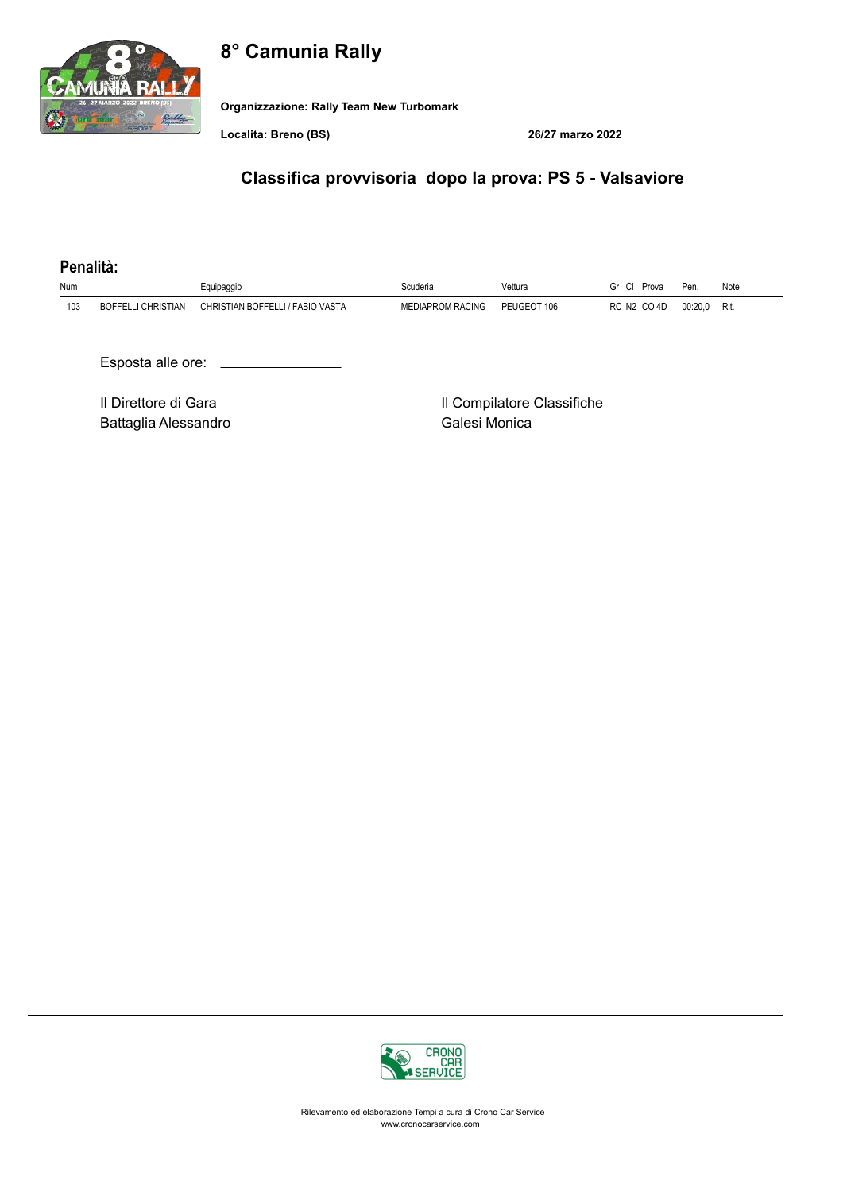# 8° Camunia Rally

**Organizzazione: Rally Team New Turbomark**

**Localita: Breno (BS)** **26/27 marzo 2022**

## Classifica provvisoria dopo la prova: PS 5 - Valsaviore

### Penalità:

| Num | | Equipaggio | Scuderia | Vettura | Gr | Cl | Prova | Pen. | Note |
|---|---|---|---|---|---|---|---|---|---|
| 103 | BOFFELLI CHRISTIAN | CHRISTIAN BOFFELLI / FABIO VASTA | MEDIAPROM RACING | PEUGEOT 106 | RC | N2 | CO 4D | 00:20,0 | Rit. |

Esposta alle ore: ________________

Il Direttore di Gara
Battaglia Alessandro

Il Compilatore Classifiche
Galesi Monica

Rilevamento ed elaborazione Tempi a cura di Crono Car Service
www.cronocarservice.com